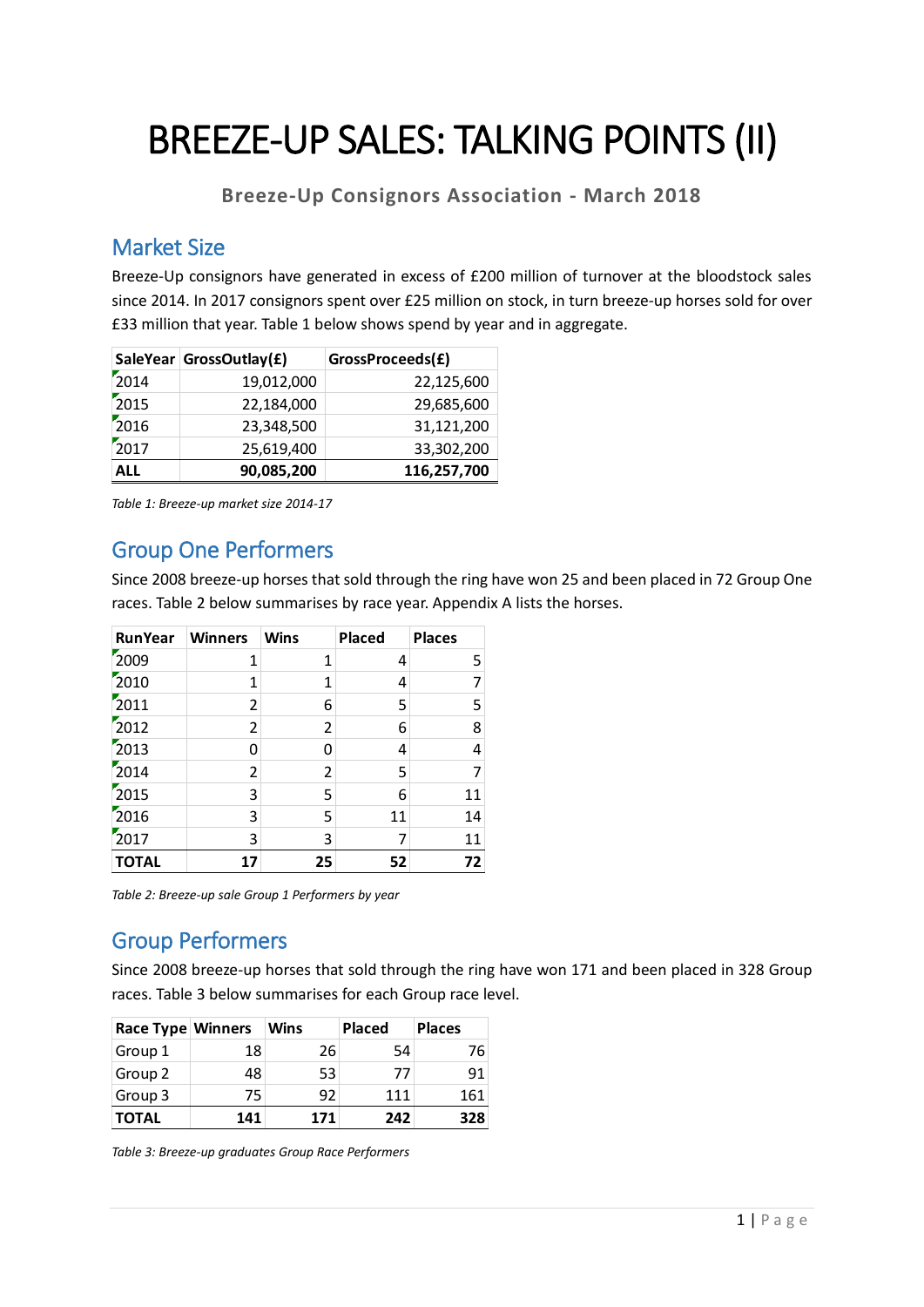# BREEZE-UP SALES: TALKING POINTS (II)

**Breeze-Up Consignors Association - March 2018**

## Market Size

Breeze-Up consignors have generated in excess of £200 million of turnover at the bloodstock sales since 2014. In 2017 consignors spent over £25 million on stock, in turn breeze-up horses sold for over £33 million that year. Table 1 below shows spend by year and in aggregate.

| SaleYear | GrossOutlay(£) | GrossProceeds(£) |
|---|---|---|
| 2014 | 19,012,000 | 22,125,600 |
| 2015 | 22,184,000 | 29,685,600 |
| 2016 | 23,348,500 | 31,121,200 |
| 2017 | 25,619,400 | 33,302,200 |
| **ALL** | **90,085,200** | **116,257,700** |

*Table 1: Breeze-up market size 2014-17*

## Group One Performers

Since 2008 breeze-up horses that sold through the ring have won 25 and been placed in 72 Group One races. Table 2 below summarises by race year. Appendix A lists the horses.

| RunYear | Winners | Wins | Placed | Places |
|---|---|---|---|---|
| 2009 | 1 | 1 | 4 | 5 |
| 2010 | 1 | 1 | 4 | 7 |
| 2011 | 2 | 6 | 5 | 5 |
| 2012 | 2 | 2 | 6 | 8 |
| 2013 | 0 | 0 | 4 | 4 |
| 2014 | 2 | 2 | 5 | 7 |
| 2015 | 3 | 5 | 6 | 11 |
| 2016 | 3 | 5 | 11 | 14 |
| 2017 | 3 | 3 | 7 | 11 |
| **TOTAL** | **17** | **25** | **52** | **72** |

*Table 2: Breeze-up sale Group 1 Performers by year*

## Group Performers

Since 2008 breeze-up horses that sold through the ring have won 171 and been placed in 328 Group races. Table 3 below summarises for each Group race level.

| Race Type | Winners | Wins | Placed | Places |
|---|---|---|---|---|
| Group 1 | 18 | 26 | 54 | 76 |
| Group 2 | 48 | 53 | 77 | 91 |
| Group 3 | 75 | 92 | 111 | 161 |
| **TOTAL** | **141** | **171** | **242** | **328** |

*Table 3: Breeze-up graduates Group Race Performers*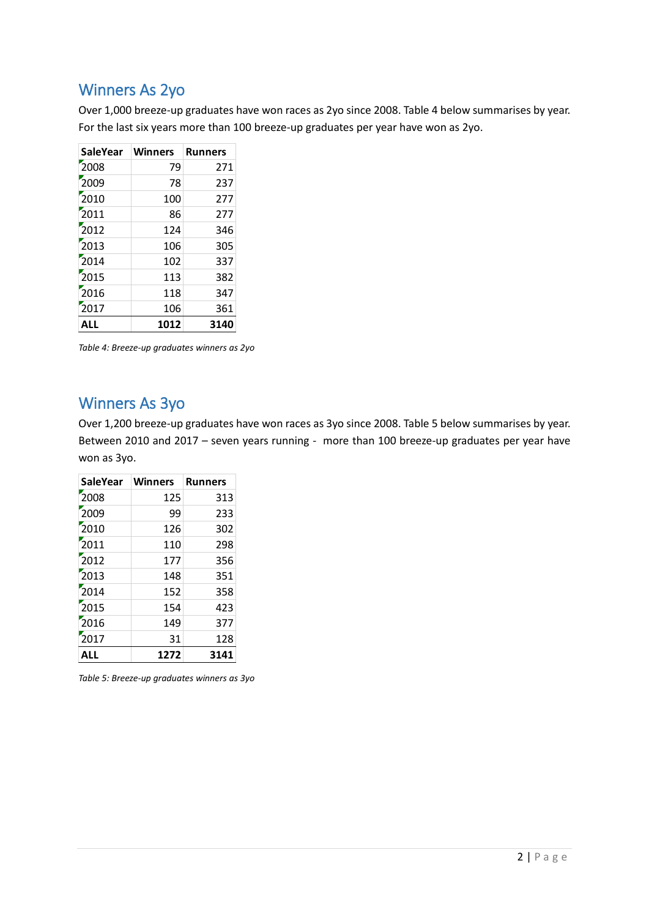## Winners As 2yo

Over 1,000 breeze-up graduates have won races as 2yo since 2008. Table 4 below summarises by year. For the last six years more than 100 breeze-up graduates per year have won as 2yo.

| SaleYear | Winners | Runners |
|---|---|---|
| 2008 | 79 | 271 |
| 2009 | 78 | 237 |
| 2010 | 100 | 277 |
| 2011 | 86 | 277 |
| 2012 | 124 | 346 |
| 2013 | 106 | 305 |
| 2014 | 102 | 337 |
| 2015 | 113 | 382 |
| 2016 | 118 | 347 |
| 2017 | 106 | 361 |
| **ALL** | **1012** | **3140** |

*Table 4: Breeze-up graduates winners as 2yo*

## Winners As 3yo

Over 1,200 breeze-up graduates have won races as 3yo since 2008. Table 5 below summarises by year. Between 2010 and 2017 – seven years running - more than 100 breeze-up graduates per year have won as 3yo.

| SaleYear | Winners | Runners |
|---|---|---|
| 2008 | 125 | 313 |
| 2009 | 99 | 233 |
| 2010 | 126 | 302 |
| 2011 | 110 | 298 |
| 2012 | 177 | 356 |
| 2013 | 148 | 351 |
| 2014 | 152 | 358 |
| 2015 | 154 | 423 |
| 2016 | 149 | 377 |
| 2017 | 31 | 128 |
| **ALL** | **1272** | **3141** |

*Table 5: Breeze-up graduates winners as 3yo*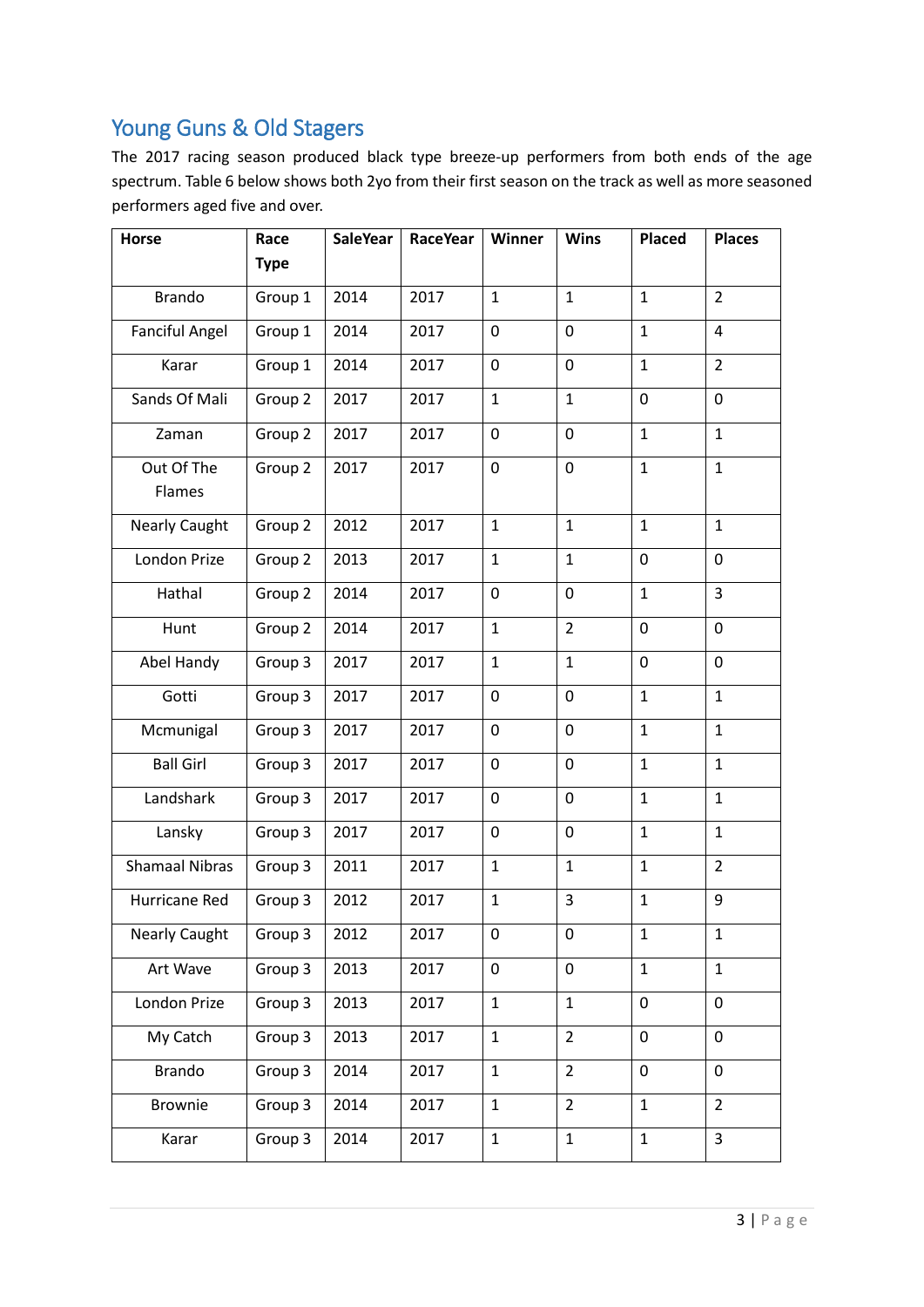## Young Guns & Old Stagers

The 2017 racing season produced black type breeze-up performers from both ends of the age spectrum. Table 6 below shows both 2yo from their first season on the track as well as more seasoned performers aged five and over.

| Horse | Race Type | SaleYear | RaceYear | Winner | Wins | Placed | Places |
|---|---|---|---|---|---|---|---|
| Brando | Group 1 | 2014 | 2017 | 1 | 1 | 1 | 2 |
| Fanciful Angel | Group 1 | 2014 | 2017 | 0 | 0 | 1 | 4 |
| Karar | Group 1 | 2014 | 2017 | 0 | 0 | 1 | 2 |
| Sands Of Mali | Group 2 | 2017 | 2017 | 1 | 1 | 0 | 0 |
| Zaman | Group 2 | 2017 | 2017 | 0 | 0 | 1 | 1 |
| Out Of The Flames | Group 2 | 2017 | 2017 | 0 | 0 | 1 | 1 |
| Nearly Caught | Group 2 | 2012 | 2017 | 1 | 1 | 1 | 1 |
| London Prize | Group 2 | 2013 | 2017 | 1 | 1 | 0 | 0 |
| Hathal | Group 2 | 2014 | 2017 | 0 | 0 | 1 | 3 |
| Hunt | Group 2 | 2014 | 2017 | 1 | 2 | 0 | 0 |
| Abel Handy | Group 3 | 2017 | 2017 | 1 | 1 | 0 | 0 |
| Gotti | Group 3 | 2017 | 2017 | 0 | 0 | 1 | 1 |
| Mcmunigal | Group 3 | 2017 | 2017 | 0 | 0 | 1 | 1 |
| Ball Girl | Group 3 | 2017 | 2017 | 0 | 0 | 1 | 1 |
| Landshark | Group 3 | 2017 | 2017 | 0 | 0 | 1 | 1 |
| Lansky | Group 3 | 2017 | 2017 | 0 | 0 | 1 | 1 |
| Shamaal Nibras | Group 3 | 2011 | 2017 | 1 | 1 | 1 | 2 |
| Hurricane Red | Group 3 | 2012 | 2017 | 1 | 3 | 1 | 9 |
| Nearly Caught | Group 3 | 2012 | 2017 | 0 | 0 | 1 | 1 |
| Art Wave | Group 3 | 2013 | 2017 | 0 | 0 | 1 | 1 |
| London Prize | Group 3 | 2013 | 2017 | 1 | 1 | 0 | 0 |
| My Catch | Group 3 | 2013 | 2017 | 1 | 2 | 0 | 0 |
| Brando | Group 3 | 2014 | 2017 | 1 | 2 | 0 | 0 |
| Brownie | Group 3 | 2014 | 2017 | 1 | 2 | 1 | 2 |
| Karar | Group 3 | 2014 | 2017 | 1 | 1 | 1 | 3 |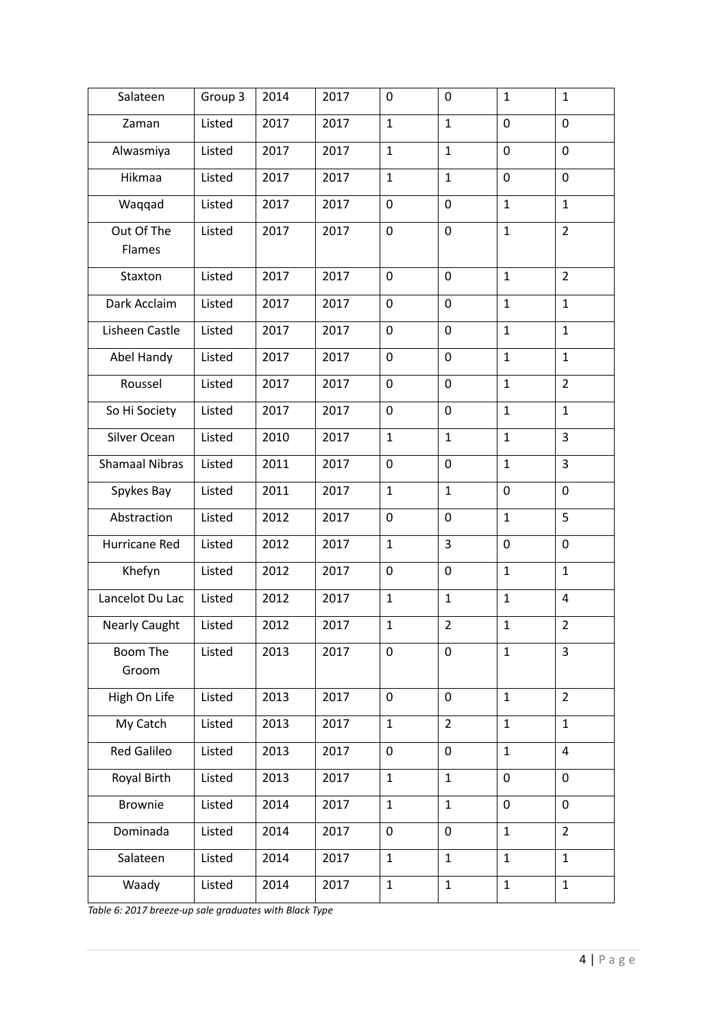| | | | | | | | |
|---|---|---|---|---|---|---|---|
| Salateen | Group 3 | 2014 | 2017 | 0 | 0 | 1 | 1 |
| Zaman | Listed | 2017 | 2017 | 1 | 1 | 0 | 0 |
| Alwasmiya | Listed | 2017 | 2017 | 1 | 1 | 0 | 0 |
| Hikmaa | Listed | 2017 | 2017 | 1 | 1 | 0 | 0 |
| Waqqad | Listed | 2017 | 2017 | 0 | 0 | 1 | 1 |
| Out Of The Flames | Listed | 2017 | 2017 | 0 | 0 | 1 | 2 |
| Staxton | Listed | 2017 | 2017 | 0 | 0 | 1 | 2 |
| Dark Acclaim | Listed | 2017 | 2017 | 0 | 0 | 1 | 1 |
| Lisheen Castle | Listed | 2017 | 2017 | 0 | 0 | 1 | 1 |
| Abel Handy | Listed | 2017 | 2017 | 0 | 0 | 1 | 1 |
| Roussel | Listed | 2017 | 2017 | 0 | 0 | 1 | 2 |
| So Hi Society | Listed | 2017 | 2017 | 0 | 0 | 1 | 1 |
| Silver Ocean | Listed | 2010 | 2017 | 1 | 1 | 1 | 3 |
| Shamaal Nibras | Listed | 2011 | 2017 | 0 | 0 | 1 | 3 |
| Spykes Bay | Listed | 2011 | 2017 | 1 | 1 | 0 | 0 |
| Abstraction | Listed | 2012 | 2017 | 0 | 0 | 1 | 5 |
| Hurricane Red | Listed | 2012 | 2017 | 1 | 3 | 0 | 0 |
| Khefyn | Listed | 2012 | 2017 | 0 | 0 | 1 | 1 |
| Lancelot Du Lac | Listed | 2012 | 2017 | 1 | 1 | 1 | 4 |
| Nearly Caught | Listed | 2012 | 2017 | 1 | 2 | 1 | 2 |
| Boom The Groom | Listed | 2013 | 2017 | 0 | 0 | 1 | 3 |
| High On Life | Listed | 2013 | 2017 | 0 | 0 | 1 | 2 |
| My Catch | Listed | 2013 | 2017 | 1 | 2 | 1 | 1 |
| Red Galileo | Listed | 2013 | 2017 | 0 | 0 | 1 | 4 |
| Royal Birth | Listed | 2013 | 2017 | 1 | 1 | 0 | 0 |
| Brownie | Listed | 2014 | 2017 | 1 | 1 | 0 | 0 |
| Dominada | Listed | 2014 | 2017 | 0 | 0 | 1 | 2 |
| Salateen | Listed | 2014 | 2017 | 1 | 1 | 1 | 1 |
| Waady | Listed | 2014 | 2017 | 1 | 1 | 1 | 1 |

*Table 6: 2017 breeze-up sale graduates with Black Type*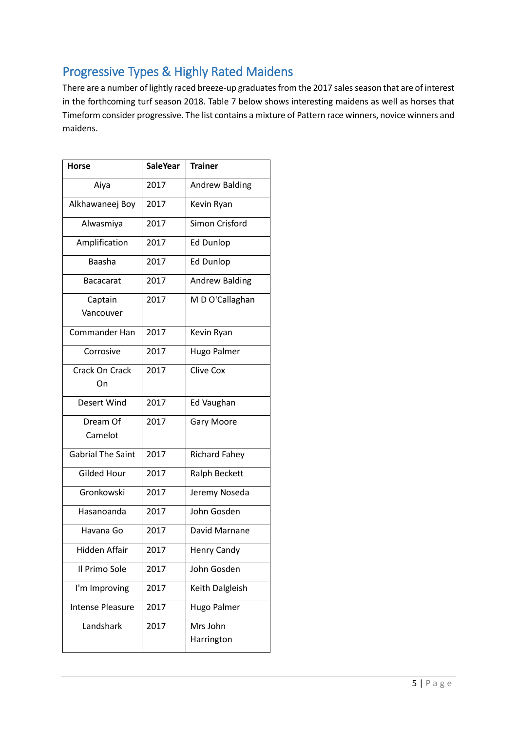## Progressive Types & Highly Rated Maidens

There are a number of lightly raced breeze-up graduates from the 2017 sales season that are of interest in the forthcoming turf season 2018. Table 7 below shows interesting maidens as well as horses that Timeform consider progressive. The list contains a mixture of Pattern race winners, novice winners and maidens.

| Horse | SaleYear | Trainer |
|---|---|---|
| Aiya | 2017 | Andrew Balding |
| Alkhawaneej Boy | 2017 | Kevin Ryan |
| Alwasmiya | 2017 | Simon Crisford |
| Amplification | 2017 | Ed Dunlop |
| Baasha | 2017 | Ed Dunlop |
| Bacacarat | 2017 | Andrew Balding |
| Captain Vancouver | 2017 | M D O'Callaghan |
| Commander Han | 2017 | Kevin Ryan |
| Corrosive | 2017 | Hugo Palmer |
| Crack On Crack On | 2017 | Clive Cox |
| Desert Wind | 2017 | Ed Vaughan |
| Dream Of Camelot | 2017 | Gary Moore |
| Gabrial The Saint | 2017 | Richard Fahey |
| Gilded Hour | 2017 | Ralph Beckett |
| Gronkowski | 2017 | Jeremy Noseda |
| Hasanoanda | 2017 | John Gosden |
| Havana Go | 2017 | David Marnane |
| Hidden Affair | 2017 | Henry Candy |
| Il Primo Sole | 2017 | John Gosden |
| I'm Improving | 2017 | Keith Dalgleish |
| Intense Pleasure | 2017 | Hugo Palmer |
| Landshark | 2017 | Mrs John Harrington |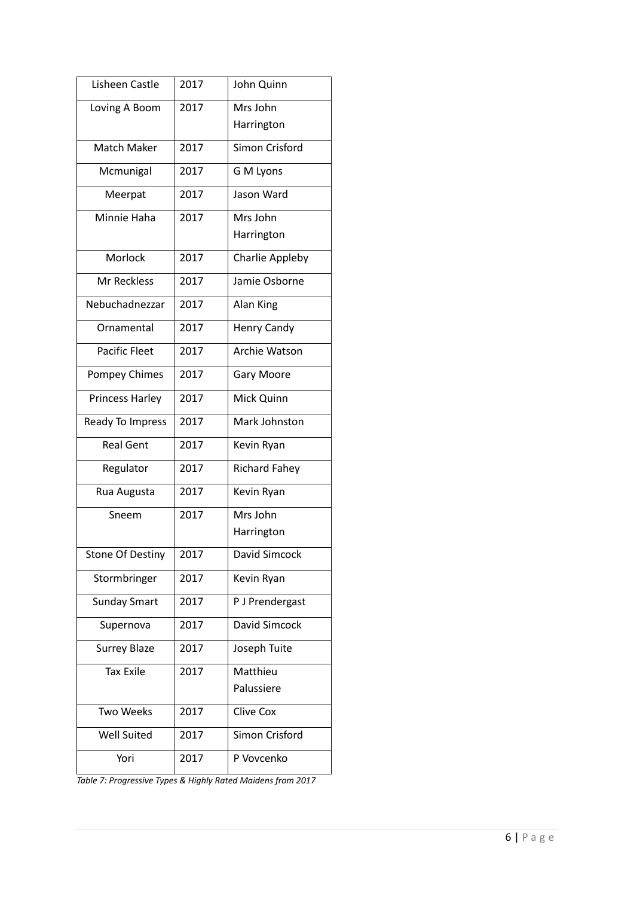| Lisheen Castle | 2017 | John Quinn |
|---|---|---|
| Loving A Boom | 2017 | Mrs John Harrington |
| Match Maker | 2017 | Simon Crisford |
| Mcmunigal | 2017 | G M Lyons |
| Meerpat | 2017 | Jason Ward |
| Minnie Haha | 2017 | Mrs John Harrington |
| Morlock | 2017 | Charlie Appleby |
| Mr Reckless | 2017 | Jamie Osborne |
| Nebuchadnezzar | 2017 | Alan King |
| Ornamental | 2017 | Henry Candy |
| Pacific Fleet | 2017 | Archie Watson |
| Pompey Chimes | 2017 | Gary Moore |
| Princess Harley | 2017 | Mick Quinn |
| Ready To Impress | 2017 | Mark Johnston |
| Real Gent | 2017 | Kevin Ryan |
| Regulator | 2017 | Richard Fahey |
| Rua Augusta | 2017 | Kevin Ryan |
| Sneem | 2017 | Mrs John Harrington |
| Stone Of Destiny | 2017 | David Simcock |
| Stormbringer | 2017 | Kevin Ryan |
| Sunday Smart | 2017 | P J Prendergast |
| Supernova | 2017 | David Simcock |
| Surrey Blaze | 2017 | Joseph Tuite |
| Tax Exile | 2017 | Matthieu Palussiere |
| Two Weeks | 2017 | Clive Cox |
| Well Suited | 2017 | Simon Crisford |
| Yori | 2017 | P Vovcenko |

*Table 7: Progressive Types & Highly Rated Maidens from 2017*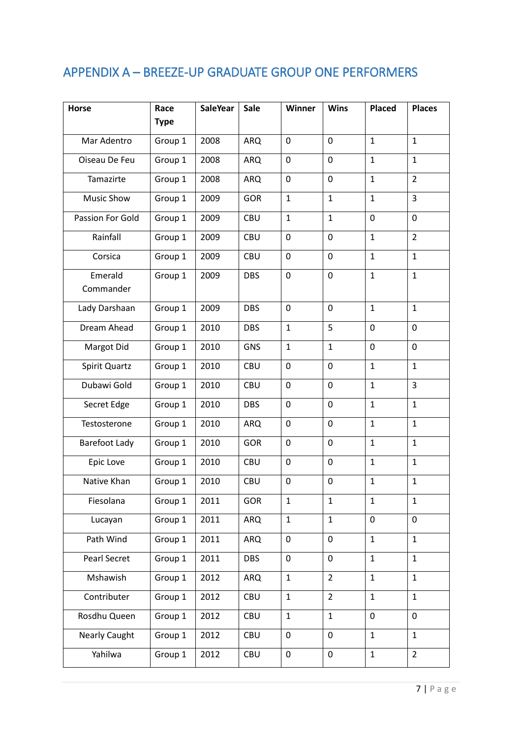## APPENDIX A – BREEZE-UP GRADUATE GROUP ONE PERFORMERS

| Horse | Race Type | SaleYear | Sale | Winner | Wins | Placed | Places |
|---|---|---|---|---|---|---|---|
| Mar Adentro | Group 1 | 2008 | ARQ | 0 | 0 | 1 | 1 |
| Oiseau De Feu | Group 1 | 2008 | ARQ | 0 | 0 | 1 | 1 |
| Tamazirte | Group 1 | 2008 | ARQ | 0 | 0 | 1 | 2 |
| Music Show | Group 1 | 2009 | GOR | 1 | 1 | 1 | 3 |
| Passion For Gold | Group 1 | 2009 | CBU | 1 | 1 | 0 | 0 |
| Rainfall | Group 1 | 2009 | CBU | 0 | 0 | 1 | 2 |
| Corsica | Group 1 | 2009 | CBU | 0 | 0 | 1 | 1 |
| Emerald Commander | Group 1 | 2009 | DBS | 0 | 0 | 1 | 1 |
| Lady Darshaan | Group 1 | 2009 | DBS | 0 | 0 | 1 | 1 |
| Dream Ahead | Group 1 | 2010 | DBS | 1 | 5 | 0 | 0 |
| Margot Did | Group 1 | 2010 | GNS | 1 | 1 | 0 | 0 |
| Spirit Quartz | Group 1 | 2010 | CBU | 0 | 0 | 1 | 1 |
| Dubawi Gold | Group 1 | 2010 | CBU | 0 | 0 | 1 | 3 |
| Secret Edge | Group 1 | 2010 | DBS | 0 | 0 | 1 | 1 |
| Testosterone | Group 1 | 2010 | ARQ | 0 | 0 | 1 | 1 |
| Barefoot Lady | Group 1 | 2010 | GOR | 0 | 0 | 1 | 1 |
| Epic Love | Group 1 | 2010 | CBU | 0 | 0 | 1 | 1 |
| Native Khan | Group 1 | 2010 | CBU | 0 | 0 | 1 | 1 |
| Fiesolana | Group 1 | 2011 | GOR | 1 | 1 | 1 | 1 |
| Lucayan | Group 1 | 2011 | ARQ | 1 | 1 | 0 | 0 |
| Path Wind | Group 1 | 2011 | ARQ | 0 | 0 | 1 | 1 |
| Pearl Secret | Group 1 | 2011 | DBS | 0 | 0 | 1 | 1 |
| Mshawish | Group 1 | 2012 | ARQ | 1 | 2 | 1 | 1 |
| Contributer | Group 1 | 2012 | CBU | 1 | 2 | 1 | 1 |
| Rosdhu Queen | Group 1 | 2012 | CBU | 1 | 1 | 0 | 0 |
| Nearly Caught | Group 1 | 2012 | CBU | 0 | 0 | 1 | 1 |
| Yahilwa | Group 1 | 2012 | CBU | 0 | 0 | 1 | 2 |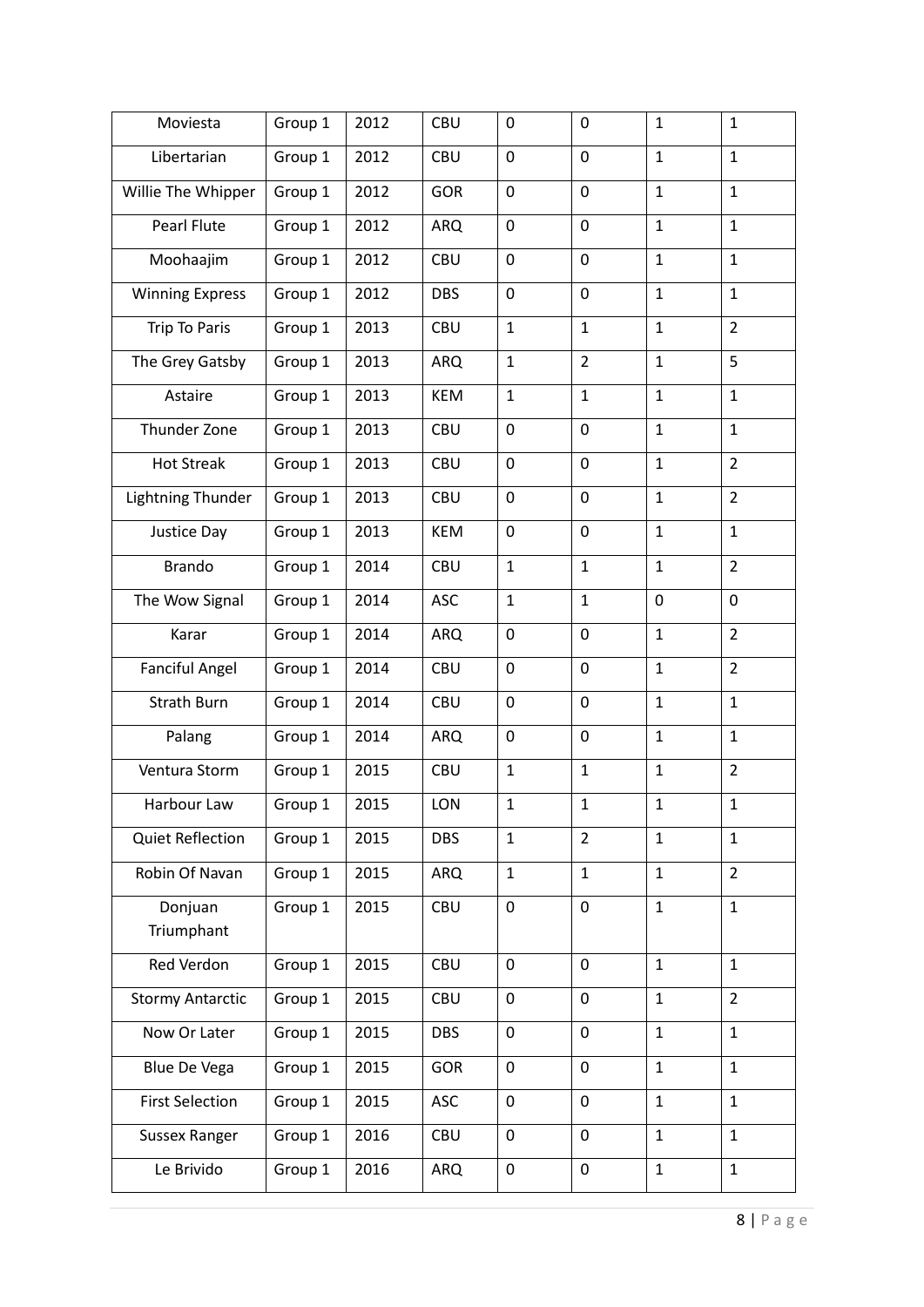| | | | | | | | |
|---|---|---|---|---|---|---|---|
| Moviesta | Group 1 | 2012 | CBU | 0 | 0 | 1 | 1 |
| Libertarian | Group 1 | 2012 | CBU | 0 | 0 | 1 | 1 |
| Willie The Whipper | Group 1 | 2012 | GOR | 0 | 0 | 1 | 1 |
| Pearl Flute | Group 1 | 2012 | ARQ | 0 | 0 | 1 | 1 |
| Moohaajim | Group 1 | 2012 | CBU | 0 | 0 | 1 | 1 |
| Winning Express | Group 1 | 2012 | DBS | 0 | 0 | 1 | 1 |
| Trip To Paris | Group 1 | 2013 | CBU | 1 | 1 | 1 | 2 |
| The Grey Gatsby | Group 1 | 2013 | ARQ | 1 | 2 | 1 | 5 |
| Astaire | Group 1 | 2013 | KEM | 1 | 1 | 1 | 1 |
| Thunder Zone | Group 1 | 2013 | CBU | 0 | 0 | 1 | 1 |
| Hot Streak | Group 1 | 2013 | CBU | 0 | 0 | 1 | 2 |
| Lightning Thunder | Group 1 | 2013 | CBU | 0 | 0 | 1 | 2 |
| Justice Day | Group 1 | 2013 | KEM | 0 | 0 | 1 | 1 |
| Brando | Group 1 | 2014 | CBU | 1 | 1 | 1 | 2 |
| The Wow Signal | Group 1 | 2014 | ASC | 1 | 1 | 0 | 0 |
| Karar | Group 1 | 2014 | ARQ | 0 | 0 | 1 | 2 |
| Fanciful Angel | Group 1 | 2014 | CBU | 0 | 0 | 1 | 2 |
| Strath Burn | Group 1 | 2014 | CBU | 0 | 0 | 1 | 1 |
| Palang | Group 1 | 2014 | ARQ | 0 | 0 | 1 | 1 |
| Ventura Storm | Group 1 | 2015 | CBU | 1 | 1 | 1 | 2 |
| Harbour Law | Group 1 | 2015 | LON | 1 | 1 | 1 | 1 |
| Quiet Reflection | Group 1 | 2015 | DBS | 1 | 2 | 1 | 1 |
| Robin Of Navan | Group 1 | 2015 | ARQ | 1 | 1 | 1 | 2 |
| Donjuan Triumphant | Group 1 | 2015 | CBU | 0 | 0 | 1 | 1 |
| Red Verdon | Group 1 | 2015 | CBU | 0 | 0 | 1 | 1 |
| Stormy Antarctic | Group 1 | 2015 | CBU | 0 | 0 | 1 | 2 |
| Now Or Later | Group 1 | 2015 | DBS | 0 | 0 | 1 | 1 |
| Blue De Vega | Group 1 | 2015 | GOR | 0 | 0 | 1 | 1 |
| First Selection | Group 1 | 2015 | ASC | 0 | 0 | 1 | 1 |
| Sussex Ranger | Group 1 | 2016 | CBU | 0 | 0 | 1 | 1 |
| Le Brivido | Group 1 | 2016 | ARQ | 0 | 0 | 1 | 1 |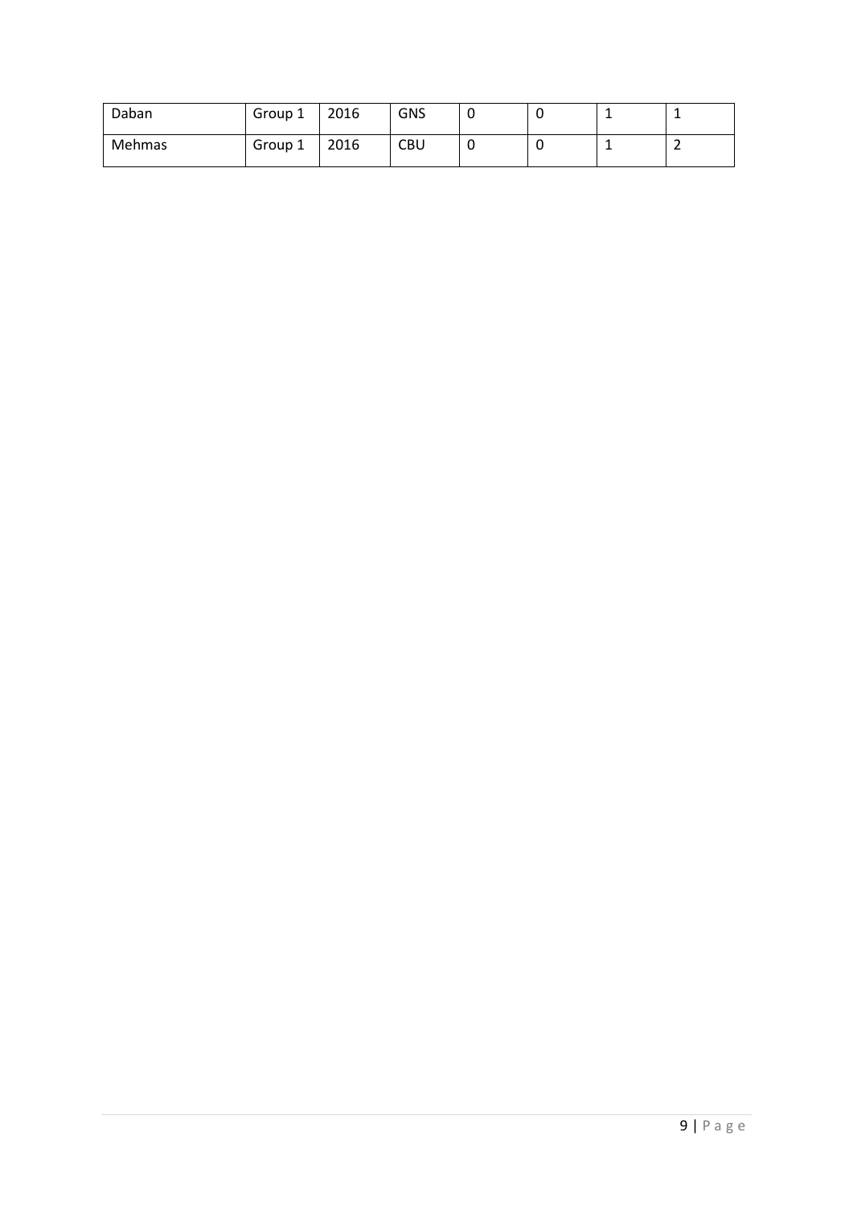| | | | | | | | |
|---|---|---|---|---|---|---|---|
| Daban | Group 1 | 2016 | GNS | 0 | 0 | 1 | 1 |
| Mehmas | Group 1 | 2016 | CBU | 0 | 0 | 1 | 2 |